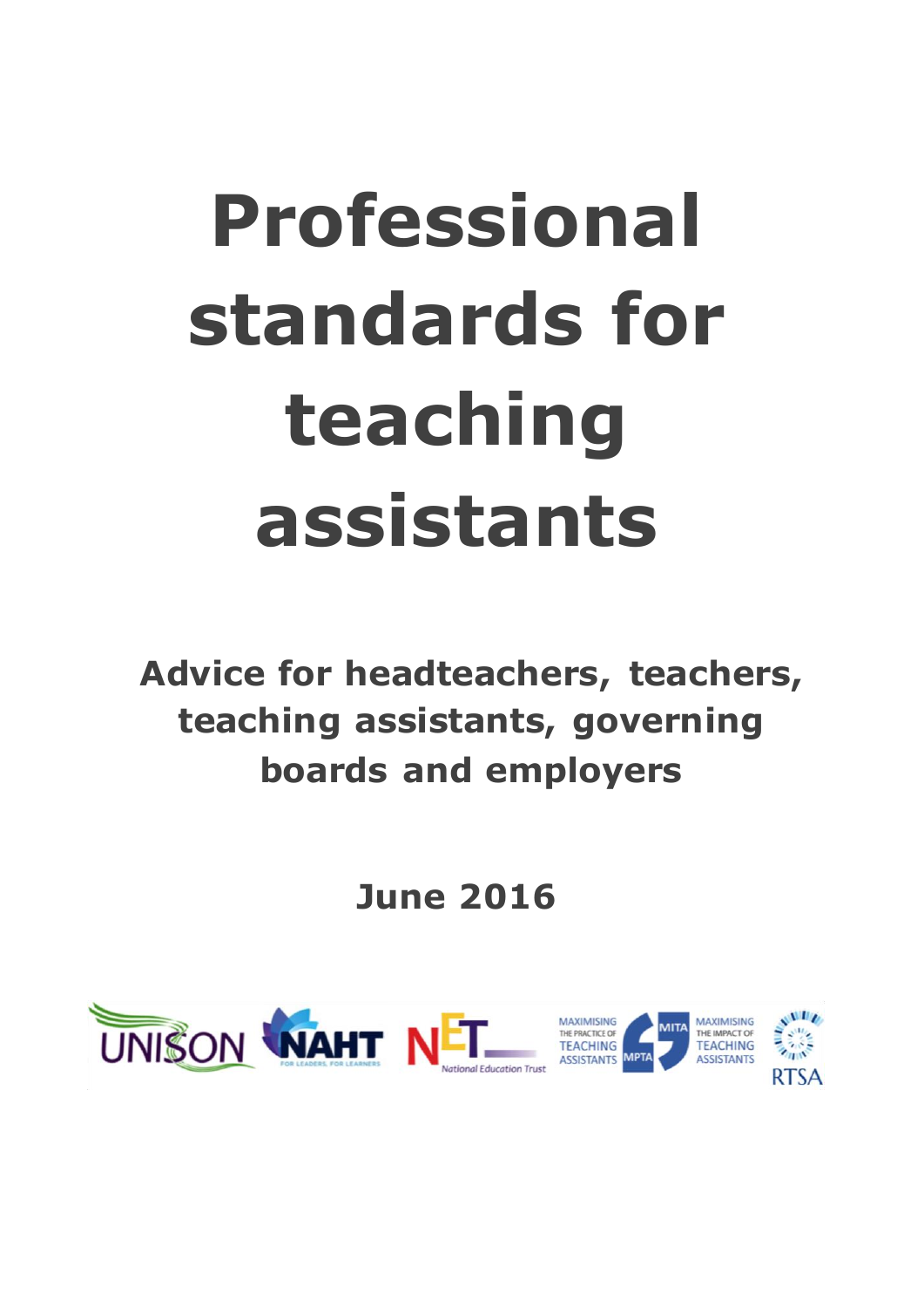# Professional standards for teaching assistants

**Advice for headteachers, teachers, teaching assistants, governing boards and employers**

**June 2016**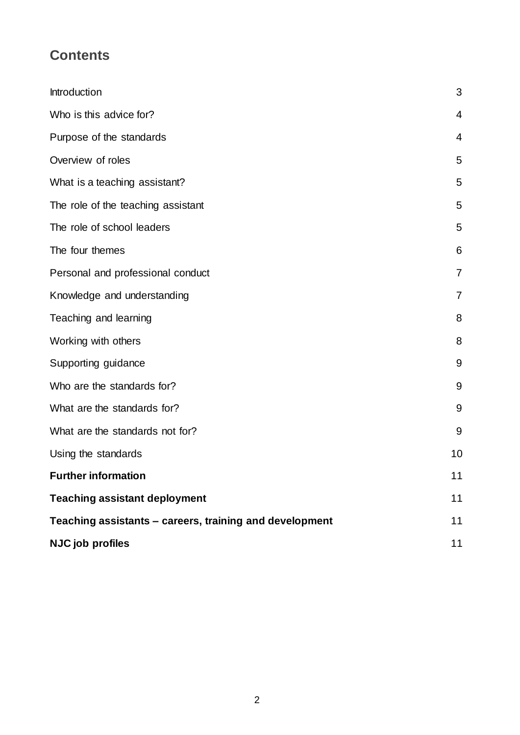## Contents

| | |
|---|---|
| Introduction | 3 |
| Who is this advice for? | 4 |
| Purpose of the standards | 4 |
| Overview of roles | 5 |
| What is a teaching assistant? | 5 |
| The role of the teaching assistant | 5 |
| The role of school leaders | 5 |
| The four themes | 6 |
| Personal and professional conduct | 7 |
| Knowledge and understanding | 7 |
| Teaching and learning | 8 |
| Working with others | 8 |
| Supporting guidance | 9 |
| Who are the standards for? | 9 |
| What are the standards for? | 9 |
| What are the standards not for? | 9 |
| Using the standards | 10 |
| **Further information** | 11 |
| **Teaching assistant deployment** | 11 |
| **Teaching assistants – careers, training and development** | 11 |
| **NJC job profiles** | 11 |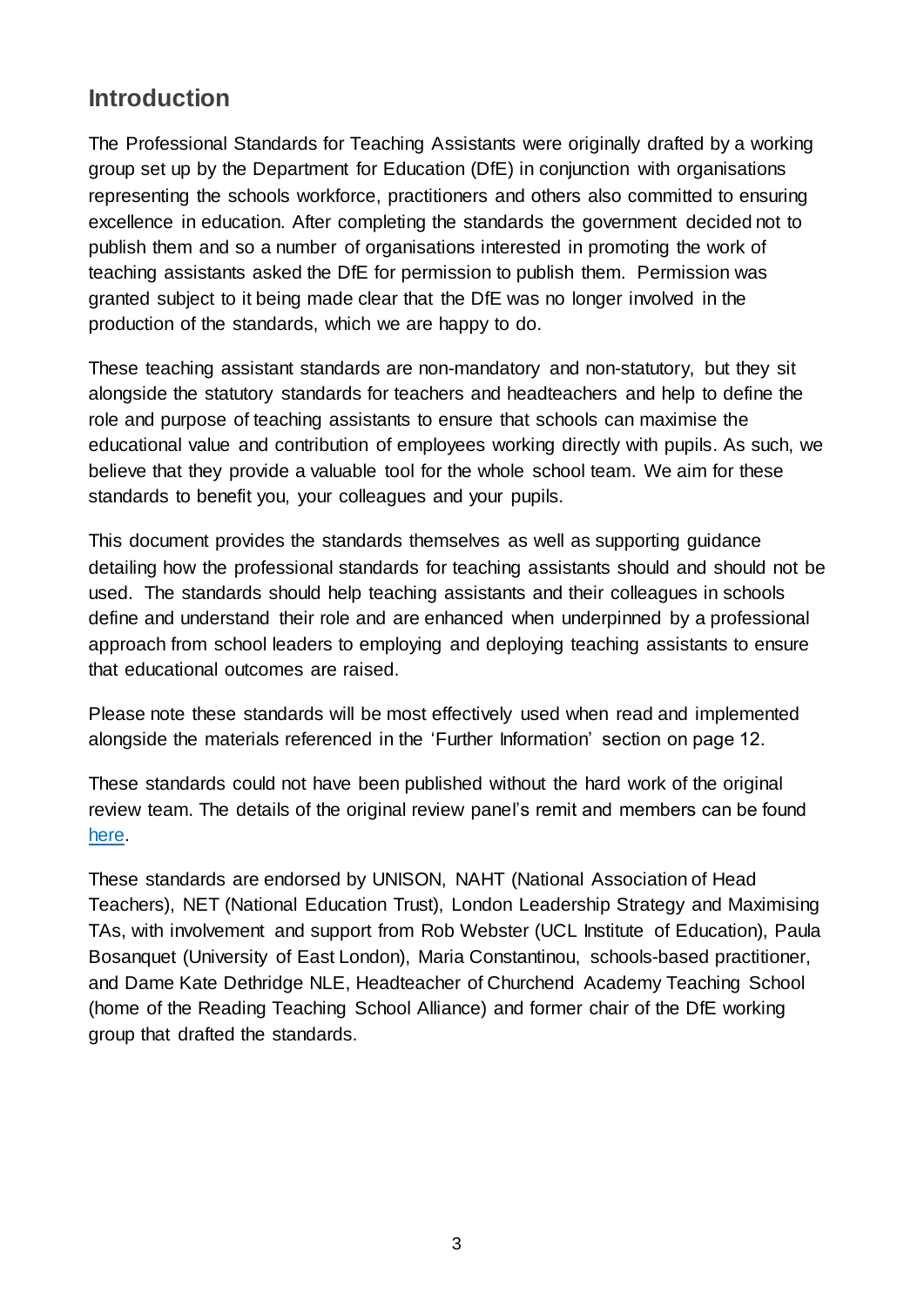## Introduction

The Professional Standards for Teaching Assistants were originally drafted by a working group set up by the Department for Education (DfE) in conjunction with organisations representing the schools workforce, practitioners and others also committed to ensuring excellence in education. After completing the standards the government decided not to publish them and so a number of organisations interested in promoting the work of teaching assistants asked the DfE for permission to publish them. Permission was granted subject to it being made clear that the DfE was no longer involved in the production of the standards, which we are happy to do.

These teaching assistant standards are non-mandatory and non-statutory, but they sit alongside the statutory standards for teachers and headteachers and help to define the role and purpose of teaching assistants to ensure that schools can maximise the educational value and contribution of employees working directly with pupils. As such, we believe that they provide a valuable tool for the whole school team. We aim for these standards to benefit you, your colleagues and your pupils.

This document provides the standards themselves as well as supporting guidance detailing how the professional standards for teaching assistants should and should not be used. The standards should help teaching assistants and their colleagues in schools define and understand their role and are enhanced when underpinned by a professional approach from school leaders to employing and deploying teaching assistants to ensure that educational outcomes are raised.

Please note these standards will be most effectively used when read and implemented alongside the materials referenced in the 'Further Information' section on page 12.

These standards could not have been published without the hard work of the original review team. The details of the original review panel's remit and members can be found here.

These standards are endorsed by UNISON, NAHT (National Association of Head Teachers), NET (National Education Trust), London Leadership Strategy and Maximising TAs, with involvement and support from Rob Webster (UCL Institute of Education), Paula Bosanquet (University of East London), Maria Constantinou, schools-based practitioner, and Dame Kate Dethridge NLE, Headteacher of Churchend Academy Teaching School (home of the Reading Teaching School Alliance) and former chair of the DfE working group that drafted the standards.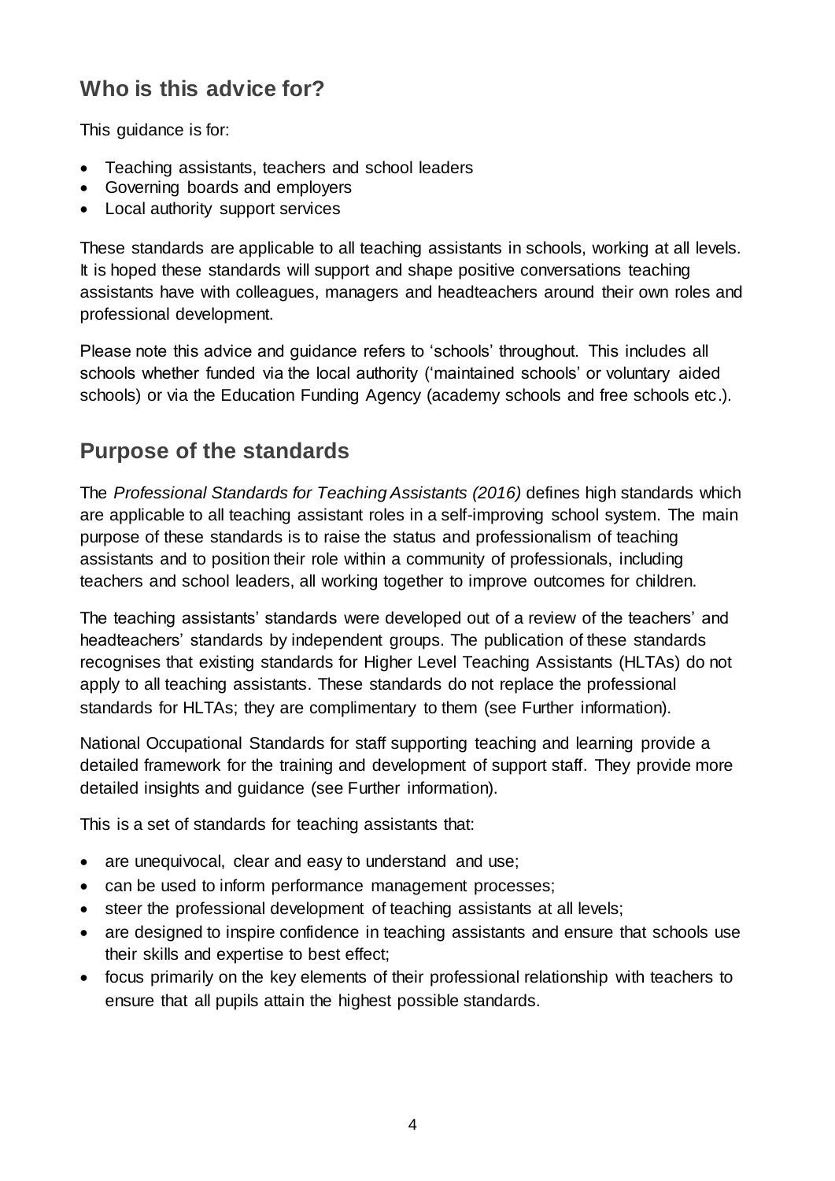## Who is this advice for?

This guidance is for:

- Teaching assistants, teachers and school leaders
- Governing boards and employers
- Local authority support services

These standards are applicable to all teaching assistants in schools, working at all levels. It is hoped these standards will support and shape positive conversations teaching assistants have with colleagues, managers and headteachers around their own roles and professional development.

Please note this advice and guidance refers to 'schools' throughout. This includes all schools whether funded via the local authority ('maintained schools' or voluntary aided schools) or via the Education Funding Agency (academy schools and free schools etc.).

## Purpose of the standards

The *Professional Standards for Teaching Assistants (2016)* defines high standards which are applicable to all teaching assistant roles in a self-improving school system. The main purpose of these standards is to raise the status and professionalism of teaching assistants and to position their role within a community of professionals, including teachers and school leaders, all working together to improve outcomes for children.

The teaching assistants' standards were developed out of a review of the teachers' and headteachers' standards by independent groups. The publication of these standards recognises that existing standards for Higher Level Teaching Assistants (HLTAs) do not apply to all teaching assistants. These standards do not replace the professional standards for HLTAs; they are complimentary to them (see Further information).

National Occupational Standards for staff supporting teaching and learning provide a detailed framework for the training and development of support staff. They provide more detailed insights and guidance (see Further information).

This is a set of standards for teaching assistants that:

- are unequivocal, clear and easy to understand and use;
- can be used to inform performance management processes;
- steer the professional development of teaching assistants at all levels;
- are designed to inspire confidence in teaching assistants and ensure that schools use their skills and expertise to best effect;
- focus primarily on the key elements of their professional relationship with teachers to ensure that all pupils attain the highest possible standards.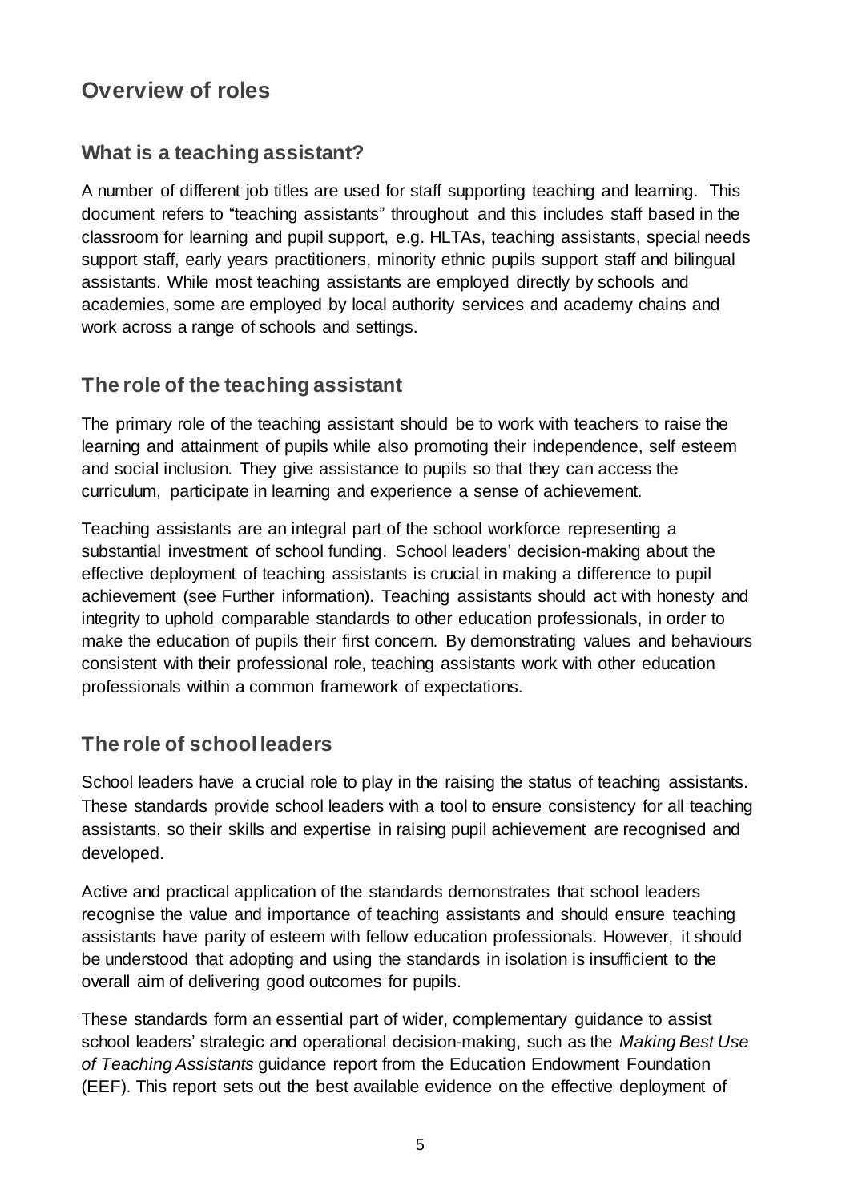## Overview of roles

### What is a teaching assistant?

A number of different job titles are used for staff supporting teaching and learning. This document refers to "teaching assistants" throughout and this includes staff based in the classroom for learning and pupil support, e.g. HLTAs, teaching assistants, special needs support staff, early years practitioners, minority ethnic pupils support staff and bilingual assistants. While most teaching assistants are employed directly by schools and academies, some are employed by local authority services and academy chains and work across a range of schools and settings.

### The role of the teaching assistant

The primary role of the teaching assistant should be to work with teachers to raise the learning and attainment of pupils while also promoting their independence, self esteem and social inclusion. They give assistance to pupils so that they can access the curriculum, participate in learning and experience a sense of achievement.

Teaching assistants are an integral part of the school workforce representing a substantial investment of school funding. School leaders' decision-making about the effective deployment of teaching assistants is crucial in making a difference to pupil achievement (see Further information). Teaching assistants should act with honesty and integrity to uphold comparable standards to other education professionals, in order to make the education of pupils their first concern. By demonstrating values and behaviours consistent with their professional role, teaching assistants work with other education professionals within a common framework of expectations.

### The role of school leaders

School leaders have a crucial role to play in the raising the status of teaching assistants. These standards provide school leaders with a tool to ensure consistency for all teaching assistants, so their skills and expertise in raising pupil achievement are recognised and developed.

Active and practical application of the standards demonstrates that school leaders recognise the value and importance of teaching assistants and should ensure teaching assistants have parity of esteem with fellow education professionals. However, it should be understood that adopting and using the standards in isolation is insufficient to the overall aim of delivering good outcomes for pupils.

These standards form an essential part of wider, complementary guidance to assist school leaders' strategic and operational decision-making, such as the *Making Best Use of Teaching Assistants* guidance report from the Education Endowment Foundation (EEF). This report sets out the best available evidence on the effective deployment of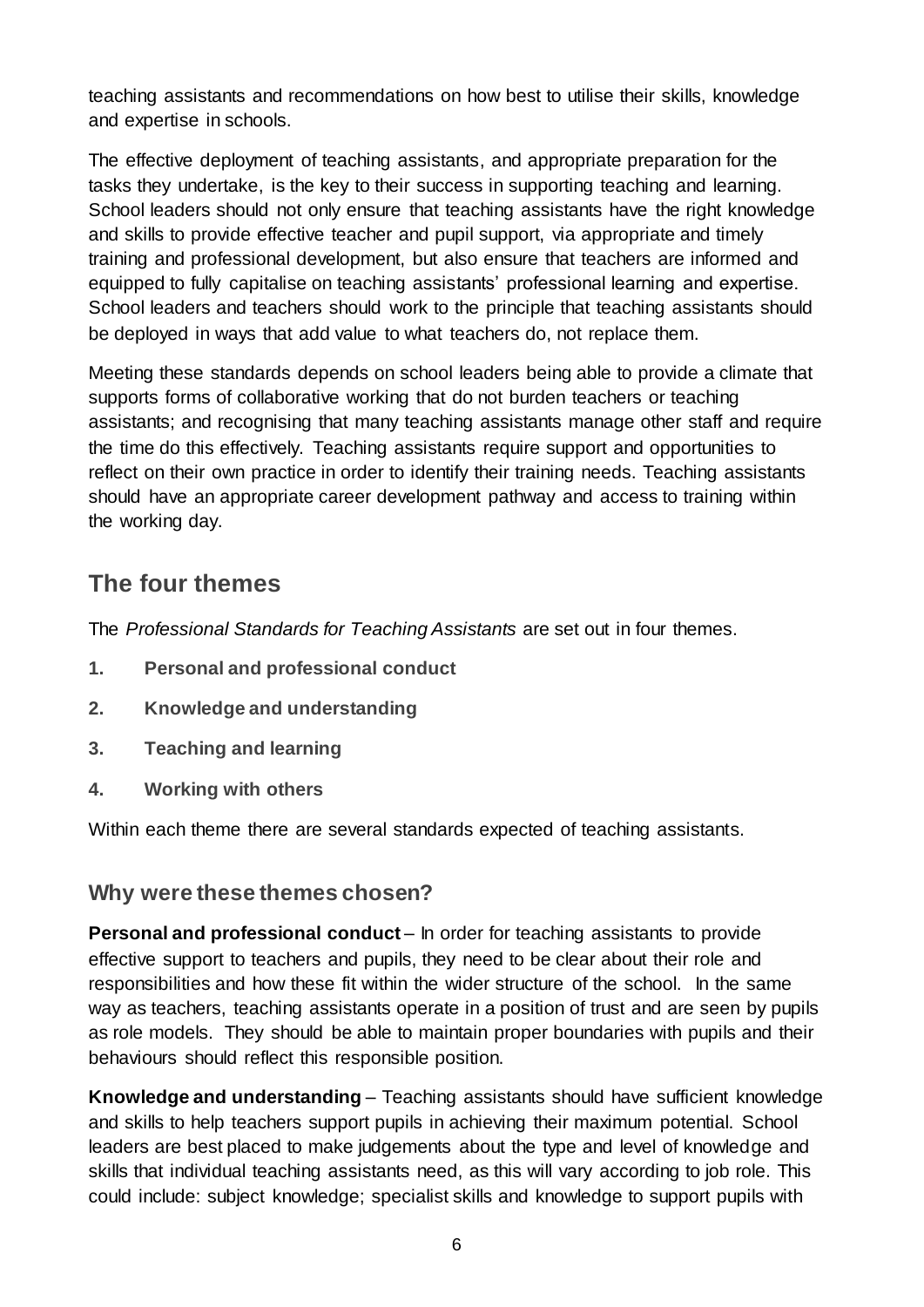teaching assistants and recommendations on how best to utilise their skills, knowledge and expertise in schools.

The effective deployment of teaching assistants, and appropriate preparation for the tasks they undertake, is the key to their success in supporting teaching and learning. School leaders should not only ensure that teaching assistants have the right knowledge and skills to provide effective teacher and pupil support, via appropriate and timely training and professional development, but also ensure that teachers are informed and equipped to fully capitalise on teaching assistants' professional learning and expertise. School leaders and teachers should work to the principle that teaching assistants should be deployed in ways that add value to what teachers do, not replace them.

Meeting these standards depends on school leaders being able to provide a climate that supports forms of collaborative working that do not burden teachers or teaching assistants; and recognising that many teaching assistants manage other staff and require the time do this effectively. Teaching assistants require support and opportunities to reflect on their own practice in order to identify their training needs. Teaching assistants should have an appropriate career development pathway and access to training within the working day.

## The four themes

The *Professional Standards for Teaching Assistants* are set out in four themes.

1. **Personal and professional conduct**
2. **Knowledge and understanding**
3. **Teaching and learning**
4. **Working with others**

Within each theme there are several standards expected of teaching assistants.

### Why were these themes chosen?

**Personal and professional conduct** – In order for teaching assistants to provide effective support to teachers and pupils, they need to be clear about their role and responsibilities and how these fit within the wider structure of the school. In the same way as teachers, teaching assistants operate in a position of trust and are seen by pupils as role models. They should be able to maintain proper boundaries with pupils and their behaviours should reflect this responsible position.

**Knowledge and understanding** – Teaching assistants should have sufficient knowledge and skills to help teachers support pupils in achieving their maximum potential. School leaders are best placed to make judgements about the type and level of knowledge and skills that individual teaching assistants need, as this will vary according to job role. This could include: subject knowledge; specialist skills and knowledge to support pupils with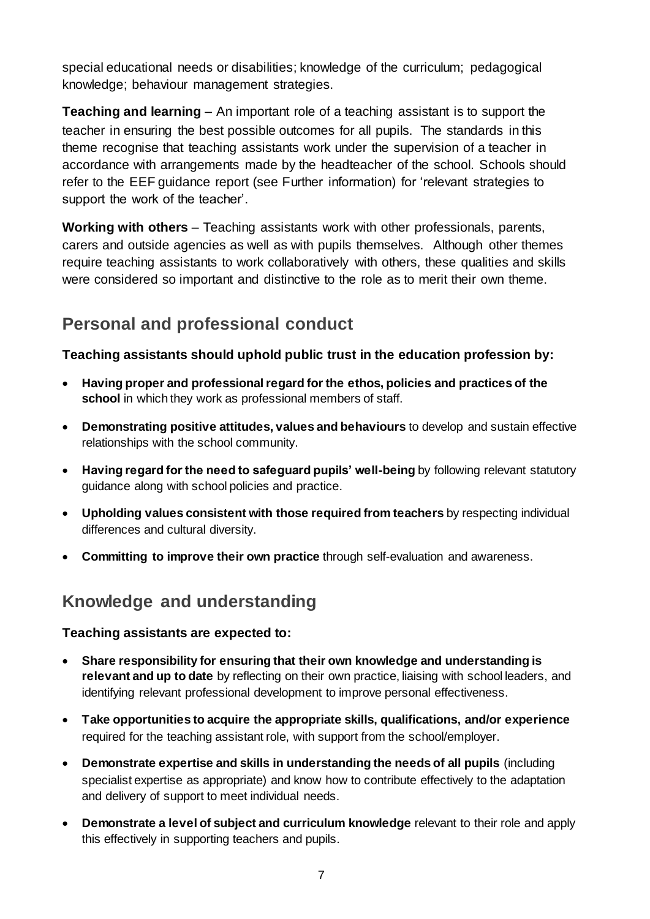special educational needs or disabilities; knowledge of the curriculum; pedagogical knowledge; behaviour management strategies.

**Teaching and learning** – An important role of a teaching assistant is to support the teacher in ensuring the best possible outcomes for all pupils. The standards in this theme recognise that teaching assistants work under the supervision of a teacher in accordance with arrangements made by the headteacher of the school. Schools should refer to the EEF guidance report (see Further information) for 'relevant strategies to support the work of the teacher'.

**Working with others** – Teaching assistants work with other professionals, parents, carers and outside agencies as well as with pupils themselves. Although other themes require teaching assistants to work collaboratively with others, these qualities and skills were considered so important and distinctive to the role as to merit their own theme.

## Personal and professional conduct

**Teaching assistants should uphold public trust in the education profession by:**

- **Having proper and professional regard for the ethos, policies and practices of the school** in which they work as professional members of staff.
- **Demonstrating positive attitudes, values and behaviours** to develop and sustain effective relationships with the school community.
- **Having regard for the need to safeguard pupils' well-being** by following relevant statutory guidance along with school policies and practice.
- **Upholding values consistent with those required from teachers** by respecting individual differences and cultural diversity.
- **Committing to improve their own practice** through self-evaluation and awareness.

## Knowledge and understanding

**Teaching assistants are expected to:**

- **Share responsibility for ensuring that their own knowledge and understanding is relevant and up to date** by reflecting on their own practice, liaising with school leaders, and identifying relevant professional development to improve personal effectiveness.
- **Take opportunities to acquire the appropriate skills, qualifications, and/or experience** required for the teaching assistant role, with support from the school/employer.
- **Demonstrate expertise and skills in understanding the needs of all pupils** (including specialist expertise as appropriate) and know how to contribute effectively to the adaptation and delivery of support to meet individual needs.
- **Demonstrate a level of subject and curriculum knowledge** relevant to their role and apply this effectively in supporting teachers and pupils.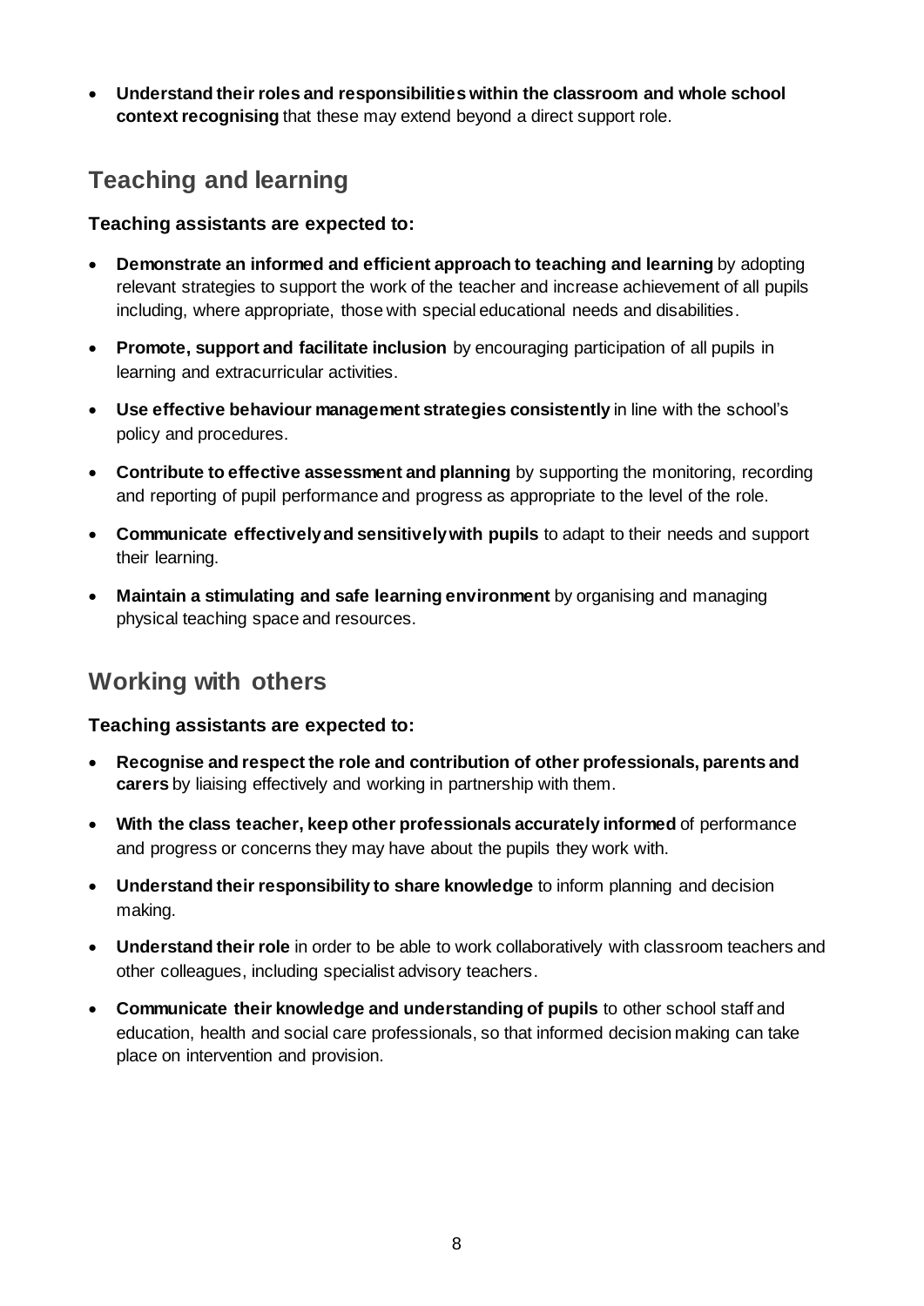- **Understand their roles and responsibilities within the classroom and whole school context recognising** that these may extend beyond a direct support role.

## Teaching and learning

**Teaching assistants are expected to:**

- **Demonstrate an informed and efficient approach to teaching and learning** by adopting relevant strategies to support the work of the teacher and increase achievement of all pupils including, where appropriate, those with special educational needs and disabilities.
- **Promote, support and facilitate inclusion** by encouraging participation of all pupils in learning and extracurricular activities.
- **Use effective behaviour management strategies consistently** in line with the school's policy and procedures.
- **Contribute to effective assessment and planning** by supporting the monitoring, recording and reporting of pupil performance and progress as appropriate to the level of the role.
- **Communicate effectively and sensitively with pupils** to adapt to their needs and support their learning.
- **Maintain a stimulating and safe learning environment** by organising and managing physical teaching space and resources.

## Working with others

**Teaching assistants are expected to:**

- **Recognise and respect the role and contribution of other professionals, parents and carers** by liaising effectively and working in partnership with them.
- **With the class teacher, keep other professionals accurately informed** of performance and progress or concerns they may have about the pupils they work with.
- **Understand their responsibility to share knowledge** to inform planning and decision making.
- **Understand their role** in order to be able to work collaboratively with classroom teachers and other colleagues, including specialist advisory teachers.
- **Communicate their knowledge and understanding of pupils** to other school staff and education, health and social care professionals, so that informed decision making can take place on intervention and provision.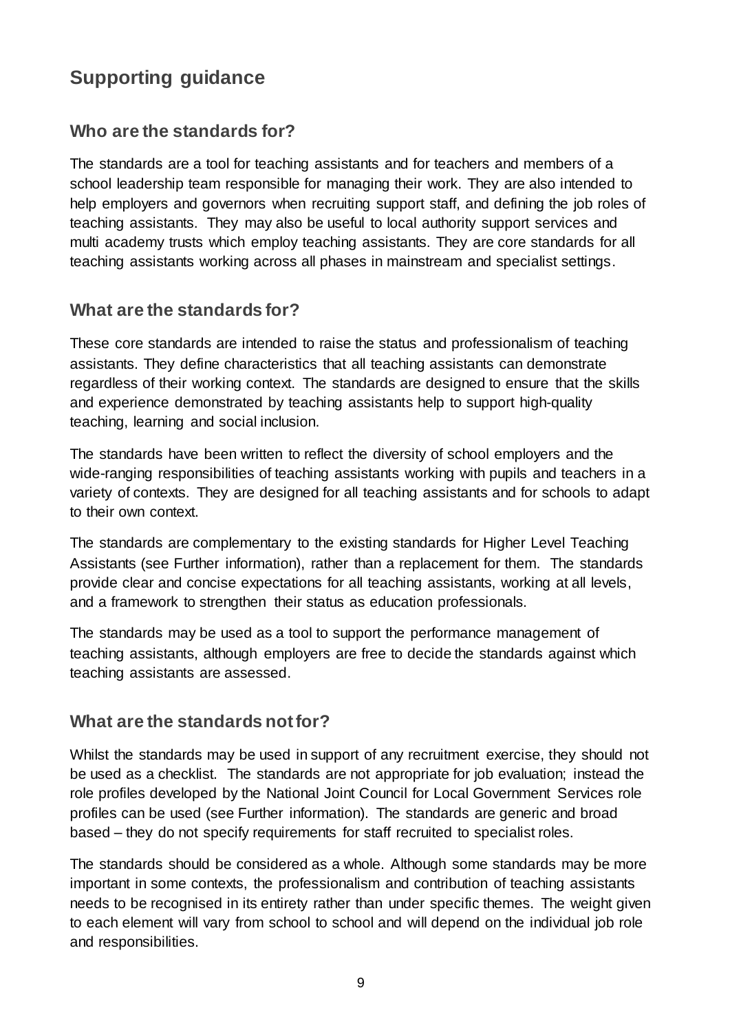## Supporting guidance

### Who are the standards for?

The standards are a tool for teaching assistants and for teachers and members of a school leadership team responsible for managing their work. They are also intended to help employers and governors when recruiting support staff, and defining the job roles of teaching assistants. They may also be useful to local authority support services and multi academy trusts which employ teaching assistants. They are core standards for all teaching assistants working across all phases in mainstream and specialist settings.

### What are the standards for?

These core standards are intended to raise the status and professionalism of teaching assistants. They define characteristics that all teaching assistants can demonstrate regardless of their working context. The standards are designed to ensure that the skills and experience demonstrated by teaching assistants help to support high-quality teaching, learning and social inclusion.

The standards have been written to reflect the diversity of school employers and the wide-ranging responsibilities of teaching assistants working with pupils and teachers in a variety of contexts. They are designed for all teaching assistants and for schools to adapt to their own context.

The standards are complementary to the existing standards for Higher Level Teaching Assistants (see Further information), rather than a replacement for them. The standards provide clear and concise expectations for all teaching assistants, working at all levels, and a framework to strengthen their status as education professionals.

The standards may be used as a tool to support the performance management of teaching assistants, although employers are free to decide the standards against which teaching assistants are assessed.

### What are the standards not for?

Whilst the standards may be used in support of any recruitment exercise, they should not be used as a checklist. The standards are not appropriate for job evaluation; instead the role profiles developed by the National Joint Council for Local Government Services role profiles can be used (see Further information). The standards are generic and broad based – they do not specify requirements for staff recruited to specialist roles.

The standards should be considered as a whole. Although some standards may be more important in some contexts, the professionalism and contribution of teaching assistants needs to be recognised in its entirety rather than under specific themes. The weight given to each element will vary from school to school and will depend on the individual job role and responsibilities.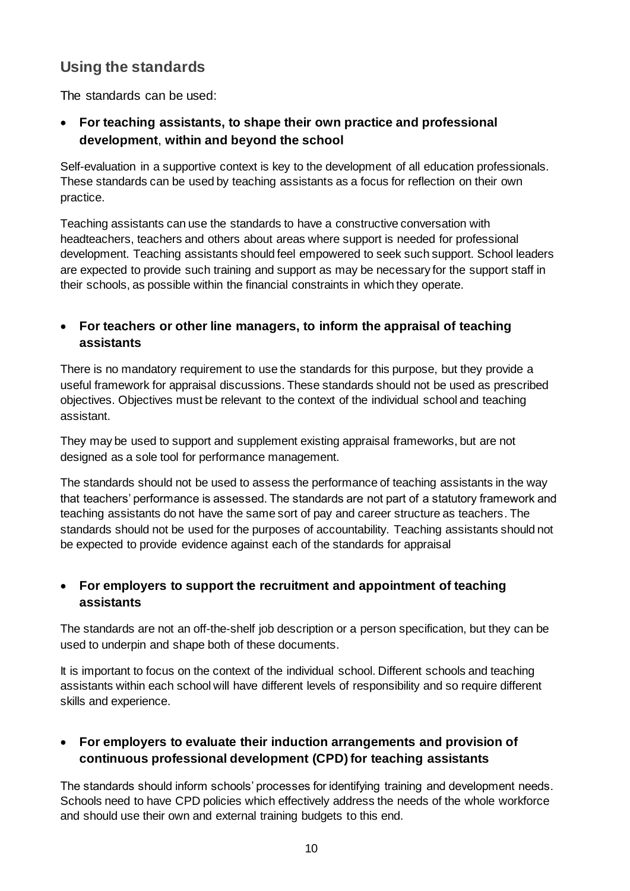## Using the standards

The standards can be used:

- **For teaching assistants, to shape their own practice and professional development**, **within and beyond the school**

Self-evaluation in a supportive context is key to the development of all education professionals. These standards can be used by teaching assistants as a focus for reflection on their own practice.

Teaching assistants can use the standards to have a constructive conversation with headteachers, teachers and others about areas where support is needed for professional development. Teaching assistants should feel empowered to seek such support. School leaders are expected to provide such training and support as may be necessary for the support staff in their schools, as possible within the financial constraints in which they operate.

- **For teachers or other line managers, to inform the appraisal of teaching assistants**

There is no mandatory requirement to use the standards for this purpose, but they provide a useful framework for appraisal discussions. These standards should not be used as prescribed objectives. Objectives must be relevant to the context of the individual school and teaching assistant.

They may be used to support and supplement existing appraisal frameworks, but are not designed as a sole tool for performance management.

The standards should not be used to assess the performance of teaching assistants in the way that teachers' performance is assessed. The standards are not part of a statutory framework and teaching assistants do not have the same sort of pay and career structure as teachers. The standards should not be used for the purposes of accountability. Teaching assistants should not be expected to provide evidence against each of the standards for appraisal

- **For employers to support the recruitment and appointment of teaching assistants**

The standards are not an off-the-shelf job description or a person specification, but they can be used to underpin and shape both of these documents.

It is important to focus on the context of the individual school. Different schools and teaching assistants within each school will have different levels of responsibility and so require different skills and experience.

- **For employers to evaluate their induction arrangements and provision of continuous professional development (CPD) for teaching assistants**

The standards should inform schools' processes for identifying training and development needs. Schools need to have CPD policies which effectively address the needs of the whole workforce and should use their own and external training budgets to this end.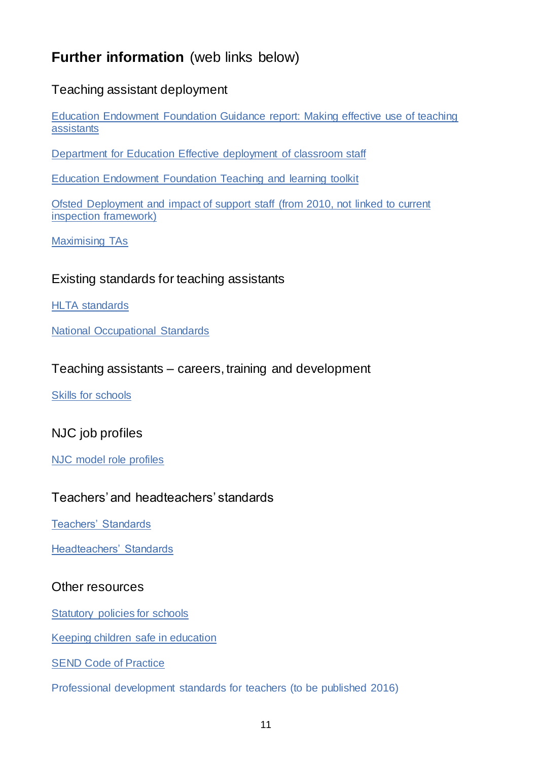## **Further information** (web links below)

### Teaching assistant deployment

[Education Endowment Foundation Guidance report: Making effective use of teaching assistants]

[Department for Education Effective deployment of classroom staff]

[Education Endowment Foundation Teaching and learning toolkit]

[Ofsted Deployment and impact of support staff (from 2010, not linked to current inspection framework)]

[Maximising TAs]

### Existing standards for teaching assistants

[HLTA standards]

[National Occupational Standards]

### Teaching assistants – careers, training and development

[Skills for schools]

### NJC job profiles

[NJC model role profiles]

### Teachers' and headteachers' standards

[Teachers' Standards]

[Headteachers' Standards]

### Other resources

[Statutory policies for schools]

[Keeping children safe in education]

[SEND Code of Practice]

Professional development standards for teachers (to be published 2016)